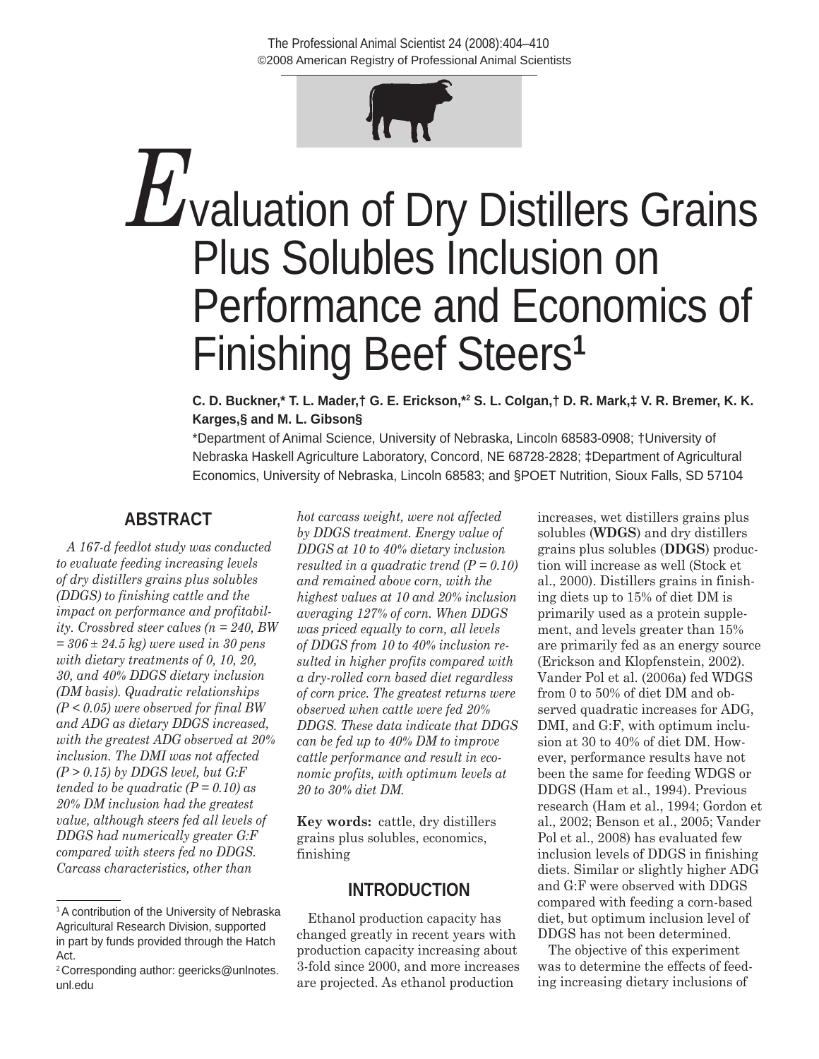# Evaluation of Dry Distillers Grains Plus Solubles Inclusion on Performance and Economics of Finishing Beef Steers[1]

**C. D. Buckner,\* T. L. Mader,† G. E. Erickson,\*[2] S. L. Colgan,† D. R. Mark,‡ V. R. Bremer, K. K. Karges,§ and M. L. Gibson§**

\*Department of Animal Science, University of Nebraska, Lincoln 68583-0908; †University of Nebraska Haskell Agriculture Laboratory, Concord, NE 68728-2828; ‡Department of Agricultural Economics, University of Nebraska, Lincoln 68583; and §POET Nutrition, Sioux Falls, SD 57104

## ABSTRACT

*A 167-d feedlot study was conducted to evaluate feeding increasing levels of dry distillers grains plus solubles (DDGS) to finishing cattle and the impact on performance and profitability. Crossbred steer calves (n = 240, BW = 306 ± 24.5 kg) were used in 30 pens with dietary treatments of 0, 10, 20, 30, and 40% DDGS dietary inclusion (DM basis). Quadratic relationships (P < 0.05) were observed for final BW and ADG as dietary DDGS increased, with the greatest ADG observed at 20% inclusion. The DMI was not affected (P > 0.15) by DDGS level, but G:F tended to be quadratic (P = 0.10) as 20% DM inclusion had the greatest value, although steers fed all levels of DDGS had numerically greater G:F compared with steers fed no DDGS. Carcass characteristics, other than hot carcass weight, were not affected by DDGS treatment. Energy value of DDGS at 10 to 40% dietary inclusion resulted in a quadratic trend (P = 0.10) and remained above corn, with the highest values at 10 and 20% inclusion averaging 127% of corn. When DDGS was priced equally to corn, all levels of DDGS from 10 to 40% inclusion resulted in higher profits compared with a dry-rolled corn based diet regardless of corn price. The greatest returns were observed when cattle were fed 20% DDGS. These data indicate that DDGS can be fed up to 40% DM to improve cattle performance and result in economic profits, with optimum levels at 20 to 30% diet DM.*

**Key words:** cattle, dry distillers grains plus solubles, economics, finishing

## INTRODUCTION

Ethanol production capacity has changed greatly in recent years with production capacity increasing about 3-fold since 2000, and more increases are projected. As ethanol production increases, wet distillers grains plus solubles (**WDGS**) and dry distillers grains plus solubles (**DDGS**) production will increase as well (Stock et al., 2000). Distillers grains in finishing diets up to 15% of diet DM is primarily used as a protein supplement, and levels greater than 15% are primarily fed as an energy source (Erickson and Klopfenstein, 2002). Vander Pol et al. (2006a) fed WDGS from 0 to 50% of diet DM and observed quadratic increases for ADG, DMI, and G:F, with optimum inclusion at 30 to 40% of diet DM. However, performance results have not been the same for feeding WDGS or DDGS (Ham et al., 1994). Previous research (Ham et al., 1994; Gordon et al., 2002; Benson et al., 2005; Vander Pol et al., 2008) has evaluated few inclusion levels of DDGS in finishing diets. Similar or slightly higher ADG and G:F were observed with DDGS compared with feeding a corn-based diet, but optimum inclusion level of DDGS has not been determined.

The objective of this experiment was to determine the effects of feeding increasing dietary inclusions of

[1] A contribution of the University of Nebraska Agricultural Research Division, supported in part by funds provided through the Hatch Act.

[2] Corresponding author: geericks@unlnotes.unl.edu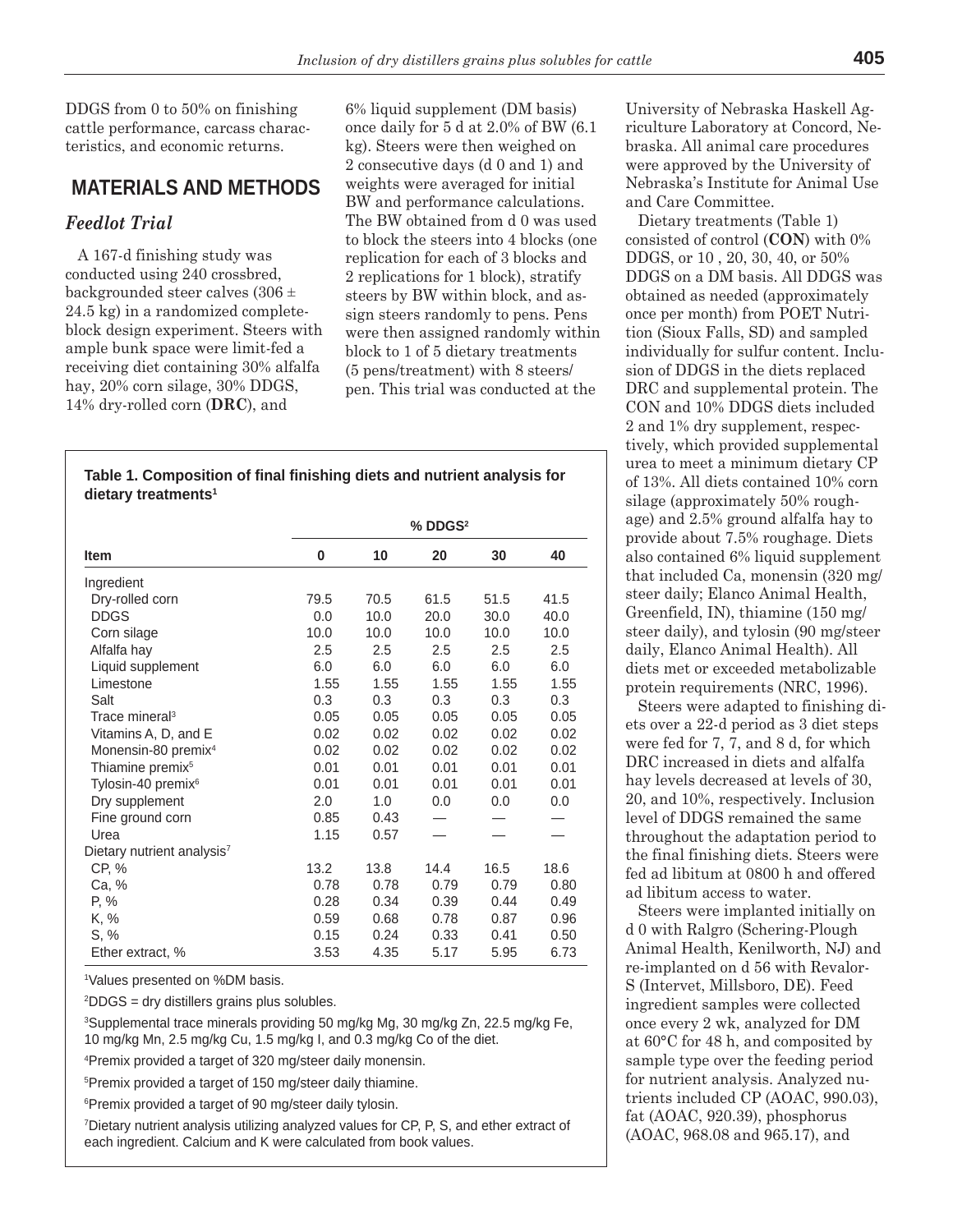DDGS from 0 to 50% on finishing cattle performance, carcass characteristics, and economic returns.

## MATERIALS AND METHODS

### *Feedlot Trial*

A 167-d finishing study was conducted using 240 crossbred, backgrounded steer calves (306 ± 24.5 kg) in a randomized complete-block design experiment. Steers with ample bunk space were limit-fed a receiving diet containing 30% alfalfa hay, 20% corn silage, 30% DDGS, 14% dry-rolled corn (**DRC**), and 6% liquid supplement (DM basis) once daily for 5 d at 2.0% of BW (6.1 kg). Steers were then weighed on 2 consecutive days (d 0 and 1) and weights were averaged for initial BW and performance calculations. The BW obtained from d 0 was used to block the steers into 4 blocks (one replication for each of 3 blocks and 2 replications for 1 block), stratify steers by BW within block, and assign steers randomly to pens. Pens were then assigned randomly within block to 1 of 5 dietary treatments (5 pens/treatment) with 8 steers/pen. This trial was conducted at the University of Nebraska Haskell Agriculture Laboratory at Concord, Nebraska. All animal care procedures were approved by the University of Nebraska's Institute for Animal Use and Care Committee.

Dietary treatments (Table 1) consisted of control (**CON**) with 0% DDGS, or 10 , 20, 30, 40, or 50% DDGS on a DM basis. All DDGS was obtained as needed (approximately once per month) from POET Nutrition (Sioux Falls, SD) and sampled individually for sulfur content. Inclusion of DDGS in the diets replaced DRC and supplemental protein. The CON and 10% DDGS diets included 2 and 1% dry supplement, respectively, which provided supplemental urea to meet a minimum dietary CP of 13%. All diets contained 10% corn silage (approximately 50% roughage) and 2.5% ground alfalfa hay to provide about 7.5% roughage. Diets also contained 6% liquid supplement that included Ca, monensin (320 mg/steer daily; Elanco Animal Health, Greenfield, IN), thiamine (150 mg/steer daily), and tylosin (90 mg/steer daily, Elanco Animal Health). All diets met or exceeded metabolizable protein requirements (NRC, 1996).

Steers were adapted to finishing diets over a 22-d period as 3 diet steps were fed for 7, 7, and 8 d, for which DRC increased in diets and alfalfa hay levels decreased at levels of 30, 20, and 10%, respectively. Inclusion level of DDGS remained the same throughout the adaptation period to the final finishing diets. Steers were fed ad libitum at 0800 h and offered ad libitum access to water.

Steers were implanted initially on d 0 with Ralgro (Schering-Plough Animal Health, Kenilworth, NJ) and re-implanted on d 56 with Revalor-S (Intervet, Millsboro, DE). Feed ingredient samples were collected once every 2 wk, analyzed for DM at 60°C for 48 h, and composited by sample type over the feeding period for nutrient analysis. Analyzed nutrients included CP (AOAC, 990.03), fat (AOAC, 920.39), phosphorus (AOAC, 968.08 and 965.17), and

**Table 1. Composition of final finishing diets and nutrient analysis for dietary treatments[1]**

| | % DDGS[2] | | | | |
|---|---|---|---|---|---|
| Item | 0 | 10 | 20 | 30 | 40 |
| Ingredient | | | | | |
| Dry-rolled corn | 79.5 | 70.5 | 61.5 | 51.5 | 41.5 |
| DDGS | 0.0 | 10.0 | 20.0 | 30.0 | 40.0 |
| Corn silage | 10.0 | 10.0 | 10.0 | 10.0 | 10.0 |
| Alfalfa hay | 2.5 | 2.5 | 2.5 | 2.5 | 2.5 |
| Liquid supplement | 6.0 | 6.0 | 6.0 | 6.0 | 6.0 |
| Limestone | 1.55 | 1.55 | 1.55 | 1.55 | 1.55 |
| Salt | 0.3 | 0.3 | 0.3 | 0.3 | 0.3 |
| Trace mineral[3] | 0.05 | 0.05 | 0.05 | 0.05 | 0.05 |
| Vitamins A, D, and E | 0.02 | 0.02 | 0.02 | 0.02 | 0.02 |
| Monensin-80 premix[4] | 0.02 | 0.02 | 0.02 | 0.02 | 0.02 |
| Thiamine premix[5] | 0.01 | 0.01 | 0.01 | 0.01 | 0.01 |
| Tylosin-40 premix[6] | 0.01 | 0.01 | 0.01 | 0.01 | 0.01 |
| Dry supplement | 2.0 | 1.0 | 0.0 | 0.0 | 0.0 |
| Fine ground corn | 0.85 | 0.43 | — | — | — |
| Urea | 1.15 | 0.57 | — | — | — |
| Dietary nutrient analysis[7] | | | | | |
| CP, % | 13.2 | 13.8 | 14.4 | 16.5 | 18.6 |
| Ca, % | 0.78 | 0.78 | 0.79 | 0.79 | 0.80 |
| P, % | 0.28 | 0.34 | 0.39 | 0.44 | 0.49 |
| K, % | 0.59 | 0.68 | 0.78 | 0.87 | 0.96 |
| S, % | 0.15 | 0.24 | 0.33 | 0.41 | 0.50 |
| Ether extract, % | 3.53 | 4.35 | 5.17 | 5.95 | 6.73 |

[1]Values presented on %DM basis.

[2]DDGS = dry distillers grains plus solubles.

[3]Supplemental trace minerals providing 50 mg/kg Mg, 30 mg/kg Zn, 22.5 mg/kg Fe, 10 mg/kg Mn, 2.5 mg/kg Cu, 1.5 mg/kg I, and 0.3 mg/kg Co of the diet.

[4]Premix provided a target of 320 mg/steer daily monensin.

[5]Premix provided a target of 150 mg/steer daily thiamine.

[6]Premix provided a target of 90 mg/steer daily tylosin.

[7]Dietary nutrient analysis utilizing analyzed values for CP, P, S, and ether extract of each ingredient. Calcium and K were calculated from book values.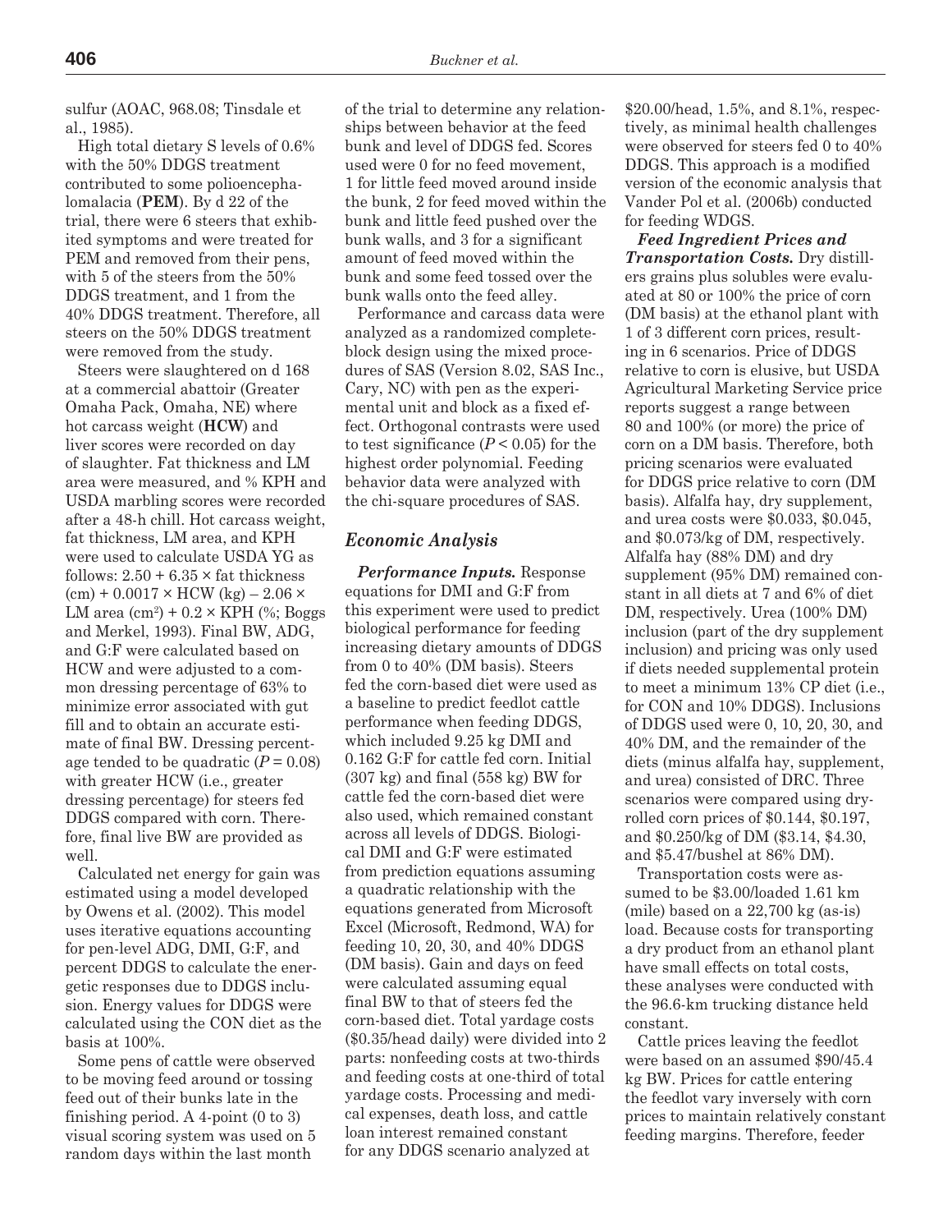sulfur (AOAC, 968.08; Tinsdale et al., 1985).

High total dietary S levels of 0.6% with the 50% DDGS treatment contributed to some polioencephalomalacia (**PEM**). By d 22 of the trial, there were 6 steers that exhibited symptoms and were treated for PEM and removed from their pens, with 5 of the steers from the 50% DDGS treatment, and 1 from the 40% DDGS treatment. Therefore, all steers on the 50% DDGS treatment were removed from the study.

Steers were slaughtered on d 168 at a commercial abattoir (Greater Omaha Pack, Omaha, NE) where hot carcass weight (**HCW**) and liver scores were recorded on day of slaughter. Fat thickness and LM area were measured, and % KPH and USDA marbling scores were recorded after a 48-h chill. Hot carcass weight, fat thickness, LM area, and KPH were used to calculate USDA YG as follows: $2.50 + 6.35 \times$ fat thickness (cm) $+ 0.0017 \times$ HCW (kg) $- 2.06 \times$ LM area (cm$^2$) $+ 0.2 \times$ KPH (%; Boggs and Merkel, 1993). Final BW, ADG, and G:F were calculated based on HCW and were adjusted to a common dressing percentage of 63% to minimize error associated with gut fill and to obtain an accurate estimate of final BW. Dressing percentage tended to be quadratic ($P = 0.08$) with greater HCW (i.e., greater dressing percentage) for steers fed DDGS compared with corn. Therefore, final live BW are provided as well.

Calculated net energy for gain was estimated using a model developed by Owens et al. (2002). This model uses iterative equations accounting for pen-level ADG, DMI, G:F, and percent DDGS to calculate the energetic responses due to DDGS inclusion. Energy values for DDGS were calculated using the CON diet as the basis at 100%.

Some pens of cattle were observed to be moving feed around or tossing feed out of their bunks late in the finishing period. A 4-point (0 to 3) visual scoring system was used on 5 random days within the last month of the trial to determine any relationships between behavior at the feed bunk and level of DDGS fed. Scores used were 0 for no feed movement, 1 for little feed moved around inside the bunk, 2 for feed moved within the bunk and little feed pushed over the bunk walls, and 3 for a significant amount of feed moved within the bunk and some feed tossed over the bunk walls onto the feed alley.

Performance and carcass data were analyzed as a randomized complete-block design using the mixed procedures of SAS (Version 8.02, SAS Inc., Cary, NC) with pen as the experimental unit and block as a fixed effect. Orthogonal contrasts were used to test significance ($P < 0.05$) for the highest order polynomial. Feeding behavior data were analyzed with the chi-square procedures of SAS.

## Economic Analysis

***Performance Inputs.*** Response equations for DMI and G:F from this experiment were used to predict biological performance for feeding increasing dietary amounts of DDGS from 0 to 40% (DM basis). Steers fed the corn-based diet were used as a baseline to predict feedlot cattle performance when feeding DDGS, which included 9.25 kg DMI and 0.162 G:F for cattle fed corn. Initial (307 kg) and final (558 kg) BW for cattle fed the corn-based diet were also used, which remained constant across all levels of DDGS. Biological DMI and G:F were estimated from prediction equations assuming a quadratic relationship with the equations generated from Microsoft Excel (Microsoft, Redmond, WA) for feeding 10, 20, 30, and 40% DDGS (DM basis). Gain and days on feed were calculated assuming equal final BW to that of steers fed the corn-based diet. Total yardage costs ($0.35/head daily) were divided into 2 parts: nonfeeding costs at two-thirds and feeding costs at one-third of total yardage costs. Processing and medical expenses, death loss, and cattle loan interest remained constant for any DDGS scenario analyzed at $20.00/head, 1.5%, and 8.1%, respectively, as minimal health challenges were observed for steers fed 0 to 40% DDGS. This approach is a modified version of the economic analysis that Vander Pol et al. (2006b) conducted for feeding WDGS.

***Feed Ingredient Prices and Transportation Costs.*** Dry distillers grains plus solubles were evaluated at 80 or 100% the price of corn (DM basis) at the ethanol plant with 1 of 3 different corn prices, resulting in 6 scenarios. Price of DDGS relative to corn is elusive, but USDA Agricultural Marketing Service price reports suggest a range between 80 and 100% (or more) the price of corn on a DM basis. Therefore, both pricing scenarios were evaluated for DDGS price relative to corn (DM basis). Alfalfa hay, dry supplement, and urea costs were $0.033, $0.045, and $0.073/kg of DM, respectively. Alfalfa hay (88% DM) and dry supplement (95% DM) remained constant in all diets at 7 and 6% of diet DM, respectively. Urea (100% DM) inclusion (part of the dry supplement inclusion) and pricing was only used if diets needed supplemental protein to meet a minimum 13% CP diet (i.e., for CON and 10% DDGS). Inclusions of DDGS used were 0, 10, 20, 30, and 40% DM, and the remainder of the diets (minus alfalfa hay, supplement, and urea) consisted of DRC. Three scenarios were compared using dry-rolled corn prices of $0.144, $0.197, and $0.250/kg of DM ($3.14, $4.30, and $5.47/bushel at 86% DM).

Transportation costs were assumed to be $3.00/loaded 1.61 km (mile) based on a 22,700 kg (as-is) load. Because costs for transporting a dry product from an ethanol plant have small effects on total costs, these analyses were conducted with the 96.6-km trucking distance held constant.

Cattle prices leaving the feedlot were based on an assumed $90/45.4 kg BW. Prices for cattle entering the feedlot vary inversely with corn prices to maintain relatively constant feeding margins. Therefore, feeder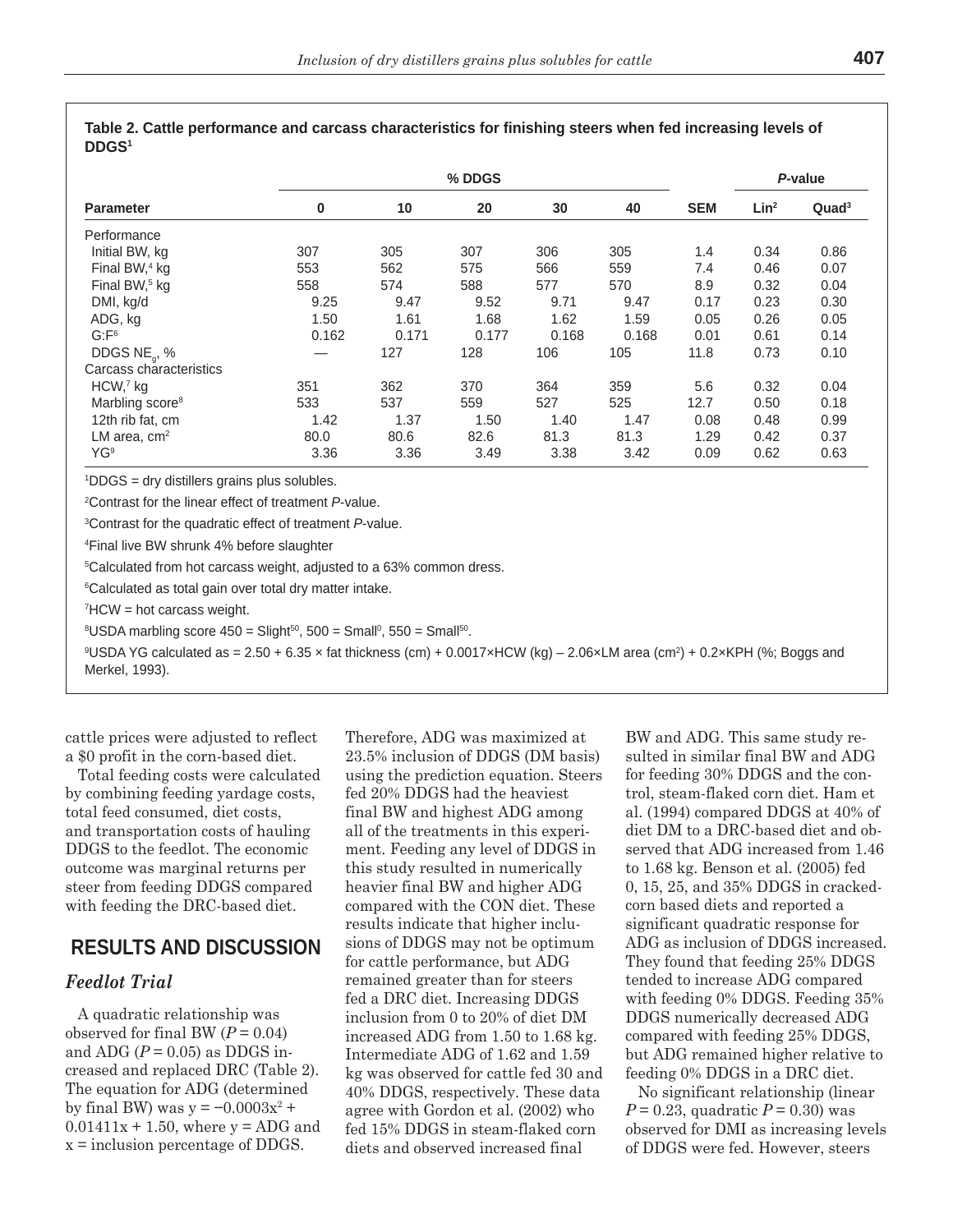**Table 2. Cattle performance and carcass characteristics for finishing steers when fed increasing levels of DDGS[1]**

| Parameter | % DDGS | | | | | SEM | *P*-value | |
|---|---|---|---|---|---|---|---|---|
| | 0 | 10 | 20 | 30 | 40 | | Lin[2] | Quad[3] |
| Performance | | | | | | | | |
| Initial BW, kg | 307 | 305 | 307 | 306 | 305 | 1.4 | 0.34 | 0.86 |
| Final BW,[4] kg | 553 | 562 | 575 | 566 | 559 | 7.4 | 0.46 | 0.07 |
| Final BW,[5] kg | 558 | 574 | 588 | 577 | 570 | 8.9 | 0.32 | 0.04 |
| DMI, kg/d | 9.25 | 9.47 | 9.52 | 9.71 | 9.47 | 0.17 | 0.23 | 0.30 |
| ADG, kg | 1.50 | 1.61 | 1.68 | 1.62 | 1.59 | 0.05 | 0.26 | 0.05 |
| G:F[6] | 0.162 | 0.171 | 0.177 | 0.168 | 0.168 | 0.01 | 0.61 | 0.14 |
| DDGS $NE_g$, % | — | 127 | 128 | 106 | 105 | 11.8 | 0.73 | 0.10 |
| Carcass characteristics | | | | | | | | |
| HCW,[7] kg | 351 | 362 | 370 | 364 | 359 | 5.6 | 0.32 | 0.04 |
| Marbling score[8] | 533 | 537 | 559 | 527 | 525 | 12.7 | 0.50 | 0.18 |
| 12th rib fat, cm | 1.42 | 1.37 | 1.50 | 1.40 | 1.47 | 0.08 | 0.48 | 0.99 |
| LM area, $cm^2$ | 80.0 | 80.6 | 82.6 | 81.3 | 81.3 | 1.29 | 0.42 | 0.37 |
| YG[9] | 3.36 | 3.36 | 3.49 | 3.38 | 3.42 | 0.09 | 0.62 | 0.63 |

[1]DDGS = dry distillers grains plus solubles.

[2]Contrast for the linear effect of treatment *P*-value.

[3]Contrast for the quadratic effect of treatment *P*-value.

[4]Final live BW shrunk 4% before slaughter

[5]Calculated from hot carcass weight, adjusted to a 63% common dress.

[6]Calculated as total gain over total dry matter intake.

[7]HCW = hot carcass weight.

[8]USDA marbling score 450 = Slight$^{50}$, 500 = Small$^{0}$, 550 = Small$^{50}$.

[9]USDA YG calculated as = 2.50 + 6.35 × fat thickness (cm) + 0.0017×HCW (kg) – 2.06×LM area ($cm^2$) + 0.2×KPH (%; Boggs and Merkel, 1993).

cattle prices were adjusted to reflect a $0 profit in the corn-based diet.

Total feeding costs were calculated by combining feeding yardage costs, total feed consumed, diet costs, and transportation costs of hauling DDGS to the feedlot. The economic outcome was marginal returns per steer from feeding DDGS compared with feeding the DRC-based diet.

## RESULTS AND DISCUSSION

### *Feedlot Trial*

A quadratic relationship was observed for final BW ($P = 0.04$) and ADG ($P = 0.05$) as DDGS increased and replaced DRC (Table 2). The equation for ADG (determined by final BW) was $y = -0.0003x^2 + 0.01411x + 1.50$, where y = ADG and x = inclusion percentage of DDGS. Therefore, ADG was maximized at 23.5% inclusion of DDGS (DM basis) using the prediction equation. Steers fed 20% DDGS had the heaviest final BW and highest ADG among all of the treatments in this experiment. Feeding any level of DDGS in this study resulted in numerically heavier final BW and higher ADG compared with the CON diet. These results indicate that higher inclusions of DDGS may not be optimum for cattle performance, but ADG remained greater than for steers fed a DRC diet. Increasing DDGS inclusion from 0 to 20% of diet DM increased ADG from 1.50 to 1.68 kg. Intermediate ADG of 1.62 and 1.59 kg was observed for cattle fed 30 and 40% DDGS, respectively. These data agree with Gordon et al. (2002) who fed 15% DDGS in steam-flaked corn diets and observed increased final BW and ADG. This same study resulted in similar final BW and ADG for feeding 30% DDGS and the control, steam-flaked corn diet. Ham et al. (1994) compared DDGS at 40% of diet DM to a DRC-based diet and observed that ADG increased from 1.46 to 1.68 kg. Benson et al. (2005) fed 0, 15, 25, and 35% DDGS in cracked-corn based diets and reported a significant quadratic response for ADG as inclusion of DDGS increased. They found that feeding 25% DDGS tended to increase ADG compared with feeding 0% DDGS. Feeding 35% DDGS numerically decreased ADG compared with feeding 25% DDGS, but ADG remained higher relative to feeding 0% DDGS in a DRC diet.

No significant relationship (linear $P = 0.23$, quadratic $P = 0.30$) was observed for DMI as increasing levels of DDGS were fed. However, steers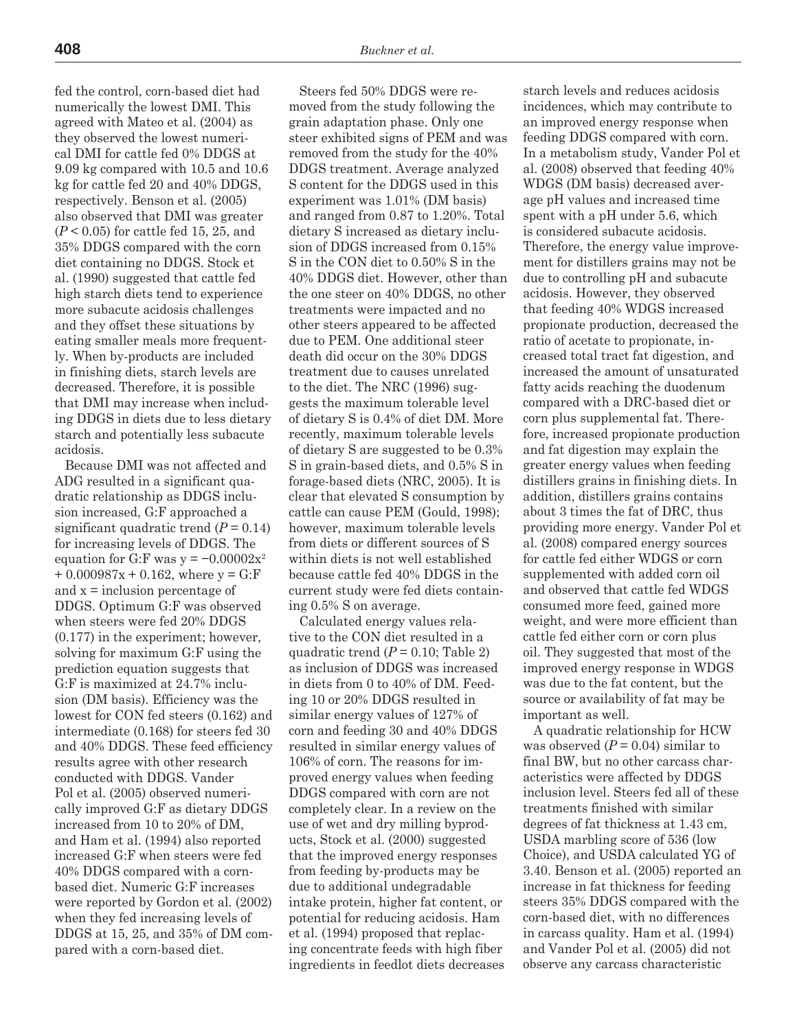fed the control, corn-based diet had numerically the lowest DMI. This agreed with Mateo et al. (2004) as they observed the lowest numerical DMI for cattle fed 0% DDGS at 9.09 kg compared with 10.5 and 10.6 kg for cattle fed 20 and 40% DDGS, respectively. Benson et al. (2005) also observed that DMI was greater ($P < 0.05$) for cattle fed 15, 25, and 35% DDGS compared with the corn diet containing no DDGS. Stock et al. (1990) suggested that cattle fed high starch diets tend to experience more subacute acidosis challenges and they offset these situations by eating smaller meals more frequently. When by-products are included in finishing diets, starch levels are decreased. Therefore, it is possible that DMI may increase when including DDGS in diets due to less dietary starch and potentially less subacute acidosis.

Because DMI was not affected and ADG resulted in a significant quadratic relationship as DDGS inclusion increased, G:F approached a significant quadratic trend ($P = 0.14$) for increasing levels of DDGS. The equation for G:F was $y = -0.00002x^2 + 0.000987x + 0.162$, where y = G:F and x = inclusion percentage of DDGS. Optimum G:F was observed when steers were fed 20% DDGS (0.177) in the experiment; however, solving for maximum G:F using the prediction equation suggests that G:F is maximized at 24.7% inclusion (DM basis). Efficiency was the lowest for CON fed steers (0.162) and intermediate (0.168) for steers fed 30 and 40% DDGS. These feed efficiency results agree with other research conducted with DDGS. Vander Pol et al. (2005) observed numerically improved G:F as dietary DDGS increased from 10 to 20% of DM, and Ham et al. (1994) also reported increased G:F when steers were fed 40% DDGS compared with a corn-based diet. Numeric G:F increases were reported by Gordon et al. (2002) when they fed increasing levels of DDGS at 15, 25, and 35% of DM compared with a corn-based diet.

Steers fed 50% DDGS were removed from the study following the grain adaptation phase. Only one steer exhibited signs of PEM and was removed from the study for the 40% DDGS treatment. Average analyzed S content for the DDGS used in this experiment was 1.01% (DM basis) and ranged from 0.87 to 1.20%. Total dietary S increased as dietary inclusion of DDGS increased from 0.15% S in the CON diet to 0.50% S in the 40% DDGS diet. However, other than the one steer on 40% DDGS, no other treatments were impacted and no other steers appeared to be affected due to PEM. One additional steer death did occur on the 30% DDGS treatment due to causes unrelated to the diet. The NRC (1996) suggests the maximum tolerable level of dietary S is 0.4% of diet DM. More recently, maximum tolerable levels of dietary S are suggested to be 0.3% S in grain-based diets, and 0.5% S in forage-based diets (NRC, 2005). It is clear that elevated S consumption by cattle can cause PEM (Gould, 1998); however, maximum tolerable levels from diets or different sources of S within diets is not well established because cattle fed 40% DDGS in the current study were fed diets containing 0.5% S on average.

Calculated energy values relative to the CON diet resulted in a quadratic trend ($P = 0.10$; Table 2) as inclusion of DDGS was increased in diets from 0 to 40% of DM. Feeding 10 or 20% DDGS resulted in similar energy values of 127% of corn and feeding 30 and 40% DDGS resulted in similar energy values of 106% of corn. The reasons for improved energy values when feeding DDGS compared with corn are not completely clear. In a review on the use of wet and dry milling byproducts, Stock et al. (2000) suggested that the improved energy responses from feeding by-products may be due to additional undegradable intake protein, higher fat content, or potential for reducing acidosis. Ham et al. (1994) proposed that replacing concentrate feeds with high fiber ingredients in feedlot diets decreases starch levels and reduces acidosis incidences, which may contribute to an improved energy response when feeding DDGS compared with corn. In a metabolism study, Vander Pol et al. (2008) observed that feeding 40% WDGS (DM basis) decreased average pH values and increased time spent with a pH under 5.6, which is considered subacute acidosis. Therefore, the energy value improvement for distillers grains may not be due to controlling pH and subacute acidosis. However, they observed that feeding 40% WDGS increased propionate production, decreased the ratio of acetate to propionate, increased total tract fat digestion, and increased the amount of unsaturated fatty acids reaching the duodenum compared with a DRC-based diet or corn plus supplemental fat. Therefore, increased propionate production and fat digestion may explain the greater energy values when feeding distillers grains in finishing diets. In addition, distillers grains contains about 3 times the fat of DRC, thus providing more energy. Vander Pol et al. (2008) compared energy sources for cattle fed either WDGS or corn supplemented with added corn oil and observed that cattle fed WDGS consumed more feed, gained more weight, and were more efficient than cattle fed either corn or corn plus oil. They suggested that most of the improved energy response in WDGS was due to the fat content, but the source or availability of fat may be important as well.

A quadratic relationship for HCW was observed ($P = 0.04$) similar to final BW, but no other carcass characteristics were affected by DDGS inclusion level. Steers fed all of these treatments finished with similar degrees of fat thickness at 1.43 cm, USDA marbling score of 536 (low Choice), and USDA calculated YG of 3.40. Benson et al. (2005) reported an increase in fat thickness for feeding steers 35% DDGS compared with the corn-based diet, with no differences in carcass quality. Ham et al. (1994) and Vander Pol et al. (2005) did not observe any carcass characteristic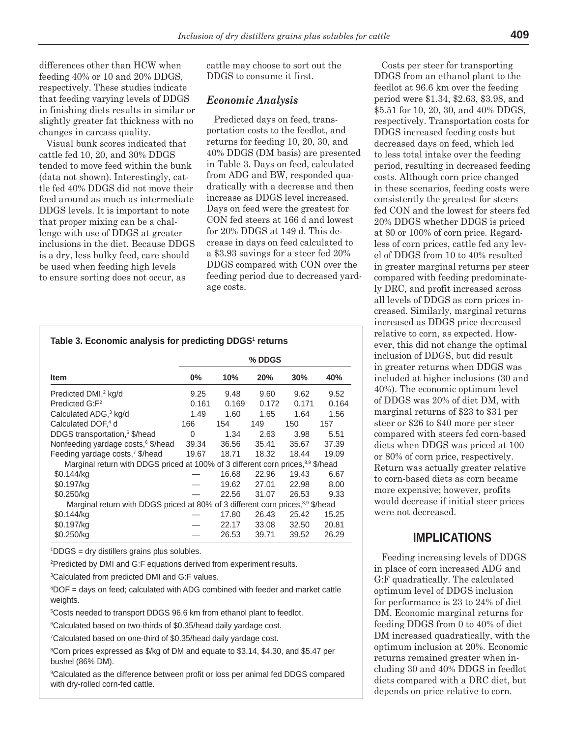differences other than HCW when feeding 40% or 10 and 20% DDGS, respectively. These studies indicate that feeding varying levels of DDGS in finishing diets results in similar or slightly greater fat thickness with no changes in carcass quality.

Visual bunk scores indicated that cattle fed 10, 20, and 30% DDGS tended to move feed within the bunk (data not shown). Interestingly, cattle fed 40% DDGS did not move their feed around as much as intermediate DDGS levels. It is important to note that proper mixing can be a challenge with use of DDGS at greater inclusions in the diet. Because DDGS is a dry, less bulky feed, care should be used when feeding high levels to ensure sorting does not occur, as cattle may choose to sort out the DDGS to consume it first.

### *Economic Analysis*

Predicted days on feed, transportation costs to the feedlot, and returns for feeding 10, 20, 30, and 40% DDGS (DM basis) are presented in Table 3. Days on feed, calculated from ADG and BW, responded quadratically with a decrease and then increase as DDGS level increased. Days on feed were the greatest for CON fed steers at 166 d and lowest for 20% DDGS at 149 d. This decrease in days on feed calculated to a $3.93 savings for a steer fed 20% DDGS compared with CON over the feeding period due to decreased yardage costs.

**Table 3. Economic analysis for predicting DDGS[1] returns**

| | % DDGS | | | | |
|---|---|---|---|---|---|
| **Item** | **0%** | **10%** | **20%** | **30%** | **40%** |
| Predicted DMI,[2] kg/d | 9.25 | 9.48 | 9.60 | 9.62 | 9.52 |
| Predicted G:F[2] | 0.161 | 0.169 | 0.172 | 0.171 | 0.164 |
| Calculated ADG,[3] kg/d | 1.49 | 1.60 | 1.65 | 1.64 | 1.56 |
| Calculated DOF,[4] d | 166 | 154 | 149 | 150 | 157 |
| DDGS transportation,[5] $/head | 0 | 1.34 | 2.63 | 3.98 | 5.51 |
| Nonfeeding yardage costs,[6] $/head | 39.34 | 36.56 | 35.41 | 35.67 | 37.39 |
| Feeding yardage costs,[7] $/head | 19.67 | 18.71 | 18.32 | 18.44 | 19.09 |
| Marginal return with DDGS priced at 100% of 3 different corn prices,[8,9] $/head | | | | | |
| $0.144/kg | — | 16.68 | 22.96 | 19.43 | 6.67 |
| $0.197/kg | — | 19.62 | 27.01 | 22.98 | 8.00 |
| $0.250/kg | — | 22.56 | 31.07 | 26.53 | 9.33 |
| Marginal return with DDGS priced at 80% of 3 different corn prices,[8,9] $/head | | | | | |
| $0.144/kg | — | 17.80 | 26.43 | 25.42 | 15.25 |
| $0.197/kg | — | 22.17 | 33.08 | 32.50 | 20.81 |
| $0.250/kg | — | 26.53 | 39.71 | 39.52 | 26.29 |

[1]DDGS = dry distillers grains plus solubles.

[2]Predicted by DMI and G:F equations derived from experiment results.

[3]Calculated from predicted DMI and G:F values.

[4]DOF = days on feed; calculated with ADG combined with feeder and market cattle weights.

[5]Costs needed to transport DDGS 96.6 km from ethanol plant to feedlot.

[6]Calculated based on two-thirds of $0.35/head daily yardage cost.

[7]Calculated based on one-third of $0.35/head daily yardage cost.

[8]Corn prices expressed as $/kg of DM and equate to $3.14, $4.30, and $5.47 per bushel (86% DM).

[9]Calculated as the difference between profit or loss per animal fed DDGS compared with dry-rolled corn-fed cattle.

Costs per steer for transporting DDGS from an ethanol plant to the feedlot at 96.6 km over the feeding period were $1.34, $2.63, $3.98, and $5.51 for 10, 20, 30, and 40% DDGS, respectively. Transportation costs for DDGS increased feeding costs but decreased days on feed, which led to less total intake over the feeding period, resulting in decreased feeding costs. Although corn price changed in these scenarios, feeding costs were consistently the greatest for steers fed CON and the lowest for steers fed 20% DDGS whether DDGS is priced at 80 or 100% of corn price. Regardless of corn prices, cattle fed any level of DDGS from 10 to 40% resulted in greater marginal returns per steer compared with feeding predominately DRC, and profit increased across all levels of DDGS as corn prices increased. Similarly, marginal returns increased as DDGS price decreased relative to corn, as expected. However, this did not change the optimal inclusion of DDGS, but did result in greater returns when DDGS was included at higher inclusions (30 and 40%). The economic optimum level of DDGS was 20% of diet DM, with marginal returns of $23 to $31 per steer or $26 to $40 more per steer compared with steers fed corn-based diets when DDGS was priced at 100 or 80% of corn price, respectively. Return was actually greater relative to corn-based diets as corn became more expensive; however, profits would decrease if initial steer prices were not decreased.

## IMPLICATIONS

Feeding increasing levels of DDGS in place of corn increased ADG and G:F quadratically. The calculated optimum level of DDGS inclusion for performance is 23 to 24% of diet DM. Economic marginal returns for feeding DDGS from 0 to 40% of diet DM increased quadratically, with the optimum inclusion at 20%. Economic returns remained greater when including 30 and 40% DDGS in feedlot diets compared with a DRC diet, but depends on price relative to corn.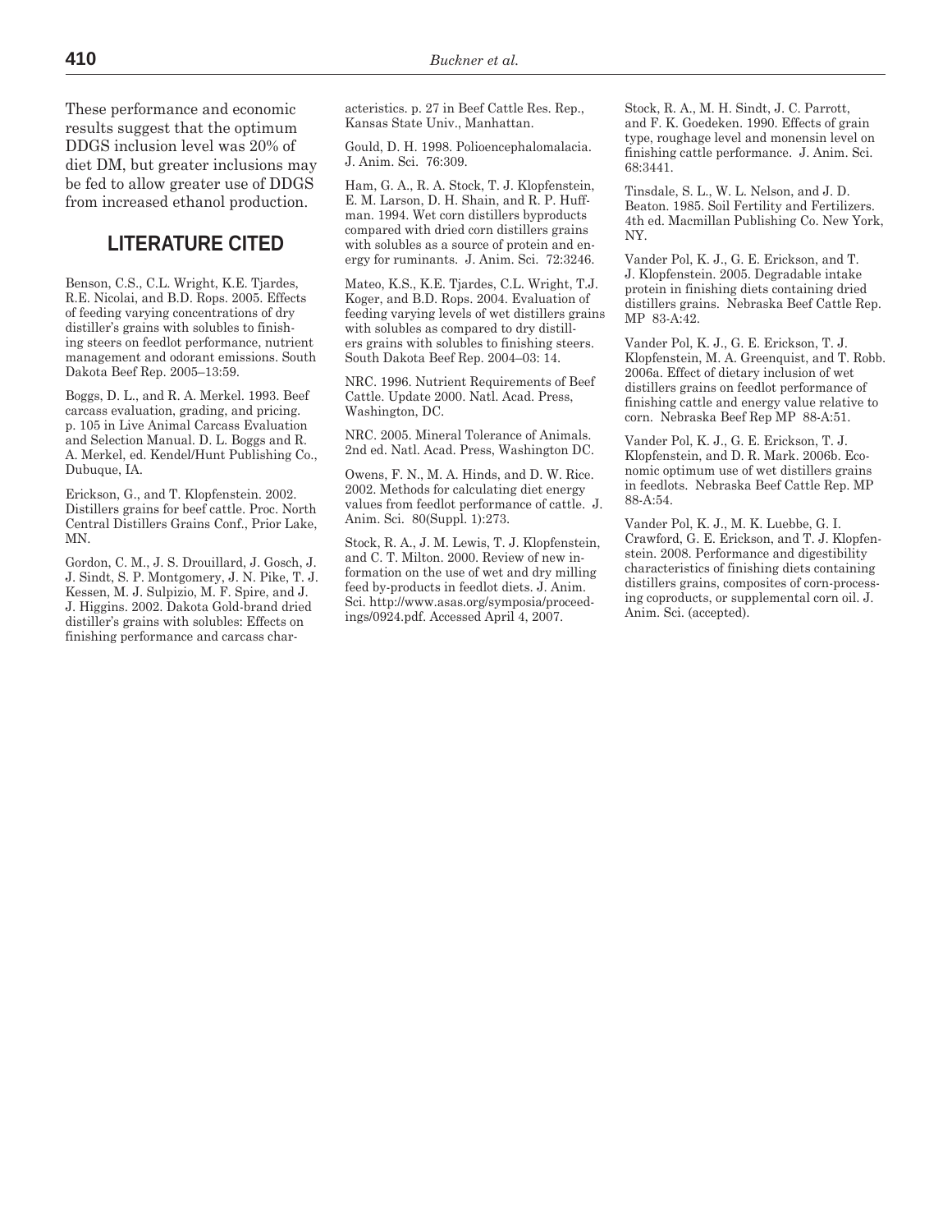These performance and economic results suggest that the optimum DDGS inclusion level was 20% of diet DM, but greater inclusions may be fed to allow greater use of DDGS from increased ethanol production.

## LITERATURE CITED

Benson, C.S., C.L. Wright, K.E. Tjardes, R.E. Nicolai, and B.D. Rops. 2005. Effects of feeding varying concentrations of dry distiller's grains with solubles to finishing steers on feedlot performance, nutrient management and odorant emissions. South Dakota Beef Rep. 2005–13:59.

Boggs, D. L., and R. A. Merkel. 1993. Beef carcass evaluation, grading, and pricing. p. 105 in Live Animal Carcass Evaluation and Selection Manual. D. L. Boggs and R. A. Merkel, ed. Kendel/Hunt Publishing Co., Dubuque, IA.

Erickson, G., and T. Klopfenstein. 2002. Distillers grains for beef cattle. Proc. North Central Distillers Grains Conf., Prior Lake, MN.

Gordon, C. M., J. S. Drouillard, J. Gosch, J. J. Sindt, S. P. Montgomery, J. N. Pike, T. J. Kessen, M. J. Sulpizio, M. F. Spire, and J. J. Higgins. 2002. Dakota Gold-brand dried distiller's grains with solubles: Effects on finishing performance and carcass characteristics. p. 27 in Beef Cattle Res. Rep., Kansas State Univ., Manhattan.

Gould, D. H. 1998. Polioencephalomalacia. J. Anim. Sci. 76:309.

Ham, G. A., R. A. Stock, T. J. Klopfenstein, E. M. Larson, D. H. Shain, and R. P. Huffman. 1994. Wet corn distillers byproducts compared with dried corn distillers grains with solubles as a source of protein and energy for ruminants. J. Anim. Sci. 72:3246.

Mateo, K.S., K.E. Tjardes, C.L. Wright, T.J. Koger, and B.D. Rops. 2004. Evaluation of feeding varying levels of wet distillers grains with solubles as compared to dry distillers grains with solubles to finishing steers. South Dakota Beef Rep. 2004–03: 14.

NRC. 1996. Nutrient Requirements of Beef Cattle. Update 2000. Natl. Acad. Press, Washington, DC.

NRC. 2005. Mineral Tolerance of Animals. 2nd ed. Natl. Acad. Press, Washington DC.

Owens, F. N., M. A. Hinds, and D. W. Rice. 2002. Methods for calculating diet energy values from feedlot performance of cattle. J. Anim. Sci. 80(Suppl. 1):273.

Stock, R. A., J. M. Lewis, T. J. Klopfenstein, and C. T. Milton. 2000. Review of new information on the use of wet and dry milling feed by-products in feedlot diets. J. Anim. Sci. http://www.asas.org/symposia/proceedings/0924.pdf. Accessed April 4, 2007.

Stock, R. A., M. H. Sindt, J. C. Parrott, and F. K. Goedeken. 1990. Effects of grain type, roughage level and monensin level on finishing cattle performance. J. Anim. Sci. 68:3441.

Tinsdale, S. L., W. L. Nelson, and J. D. Beaton. 1985. Soil Fertility and Fertilizers. 4th ed. Macmillan Publishing Co. New York, NY.

Vander Pol, K. J., G. E. Erickson, and T. J. Klopfenstein. 2005. Degradable intake protein in finishing diets containing dried distillers grains. Nebraska Beef Cattle Rep. MP 83-A:42.

Vander Pol, K. J., G. E. Erickson, T. J. Klopfenstein, M. A. Greenquist, and T. Robb. 2006a. Effect of dietary inclusion of wet distillers grains on feedlot performance of finishing cattle and energy value relative to corn. Nebraska Beef Rep MP 88-A:51.

Vander Pol, K. J., G. E. Erickson, T. J. Klopfenstein, and D. R. Mark. 2006b. Economic optimum use of wet distillers grains in feedlots. Nebraska Beef Cattle Rep. MP 88-A:54.

Vander Pol, K. J., M. K. Luebbe, G. I. Crawford, G. E. Erickson, and T. J. Klopfenstein. 2008. Performance and digestibility characteristics of finishing diets containing distillers grains, composites of corn-processing coproducts, or supplemental corn oil. J. Anim. Sci. (accepted).